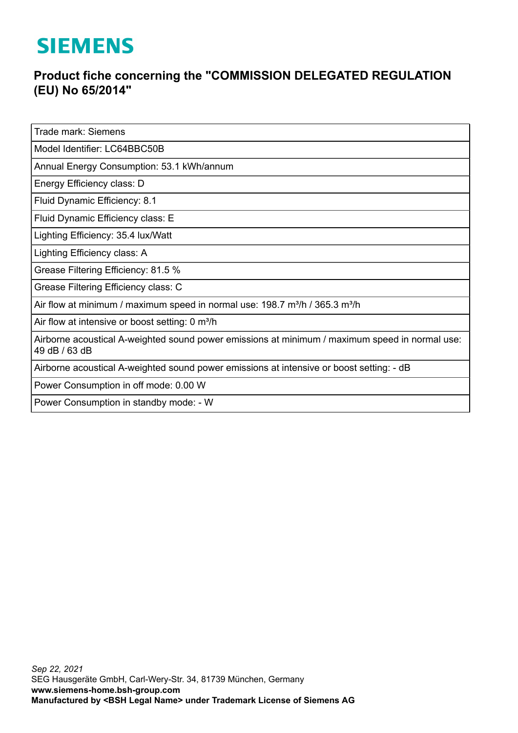# SIEMENS

## Product fiche concerning the "COMMISSION DELEGATED REGULATION (EU) No 65/2014"

| Trade mark: Siemens |
|---|
| Model Identifier: LC64BBC50B |
| Annual Energy Consumption: 53.1 kWh/annum |
| Energy Efficiency class: D |
| Fluid Dynamic Efficiency: 8.1 |
| Fluid Dynamic Efficiency class: E |
| Lighting Efficiency: 35.4 lux/Watt |
| Lighting Efficiency class: A |
| Grease Filtering Efficiency: 81.5 % |
| Grease Filtering Efficiency class: C |
| Air flow at minimum / maximum speed in normal use: 198.7 m³/h / 365.3 m³/h |
| Air flow at intensive or boost setting: 0 m³/h |
| Airborne acoustical A-weighted sound power emissions at minimum / maximum speed in normal use: 49 dB / 63 dB |
| Airborne acoustical A-weighted sound power emissions at intensive or boost setting: - dB |
| Power Consumption in off mode: 0.00 W |
| Power Consumption in standby mode: - W |

*Sep 22, 2021*
SEG Hausgeräte GmbH, Carl-Wery-Str. 34, 81739 München, Germany
**www.siemens-home.bsh-group.com**
**Manufactured by <BSH Legal Name> under Trademark License of Siemens AG**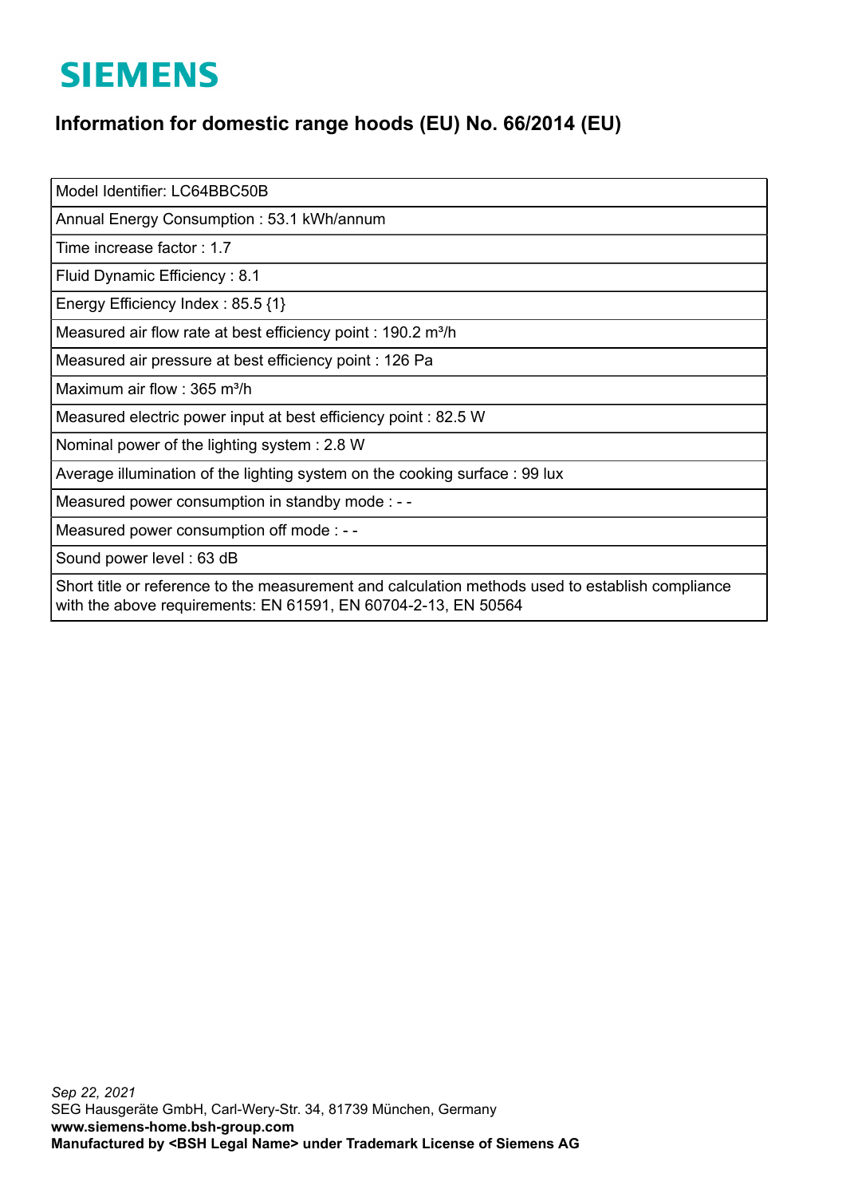# SIEMENS

## Information for domestic range hoods (EU) No. 66/2014 (EU)

| |
|---|
| Model Identifier: LC64BBC50B |
| Annual Energy Consumption : 53.1 kWh/annum |
| Time increase factor : 1.7 |
| Fluid Dynamic Efficiency : 8.1 |
| Energy Efficiency Index : 85.5 {1} |
| Measured air flow rate at best efficiency point : 190.2 m³/h |
| Measured air pressure at best efficiency point : 126 Pa |
| Maximum air flow : 365 m³/h |
| Measured electric power input at best efficiency point : 82.5 W |
| Nominal power of the lighting system : 2.8 W |
| Average illumination of the lighting system on the cooking surface : 99 lux |
| Measured power consumption in standby mode : - - |
| Measured power consumption off mode : - - |
| Sound power level : 63 dB |
| Short title or reference to the measurement and calculation methods used to establish compliance with the above requirements: EN 61591, EN 60704-2-13, EN 50564 |

*Sep 22, 2021*
SEG Hausgeräte GmbH, Carl-Wery-Str. 34, 81739 München, Germany
**www.siemens-home.bsh-group.com**
**Manufactured by <BSH Legal Name> under Trademark License of Siemens AG**